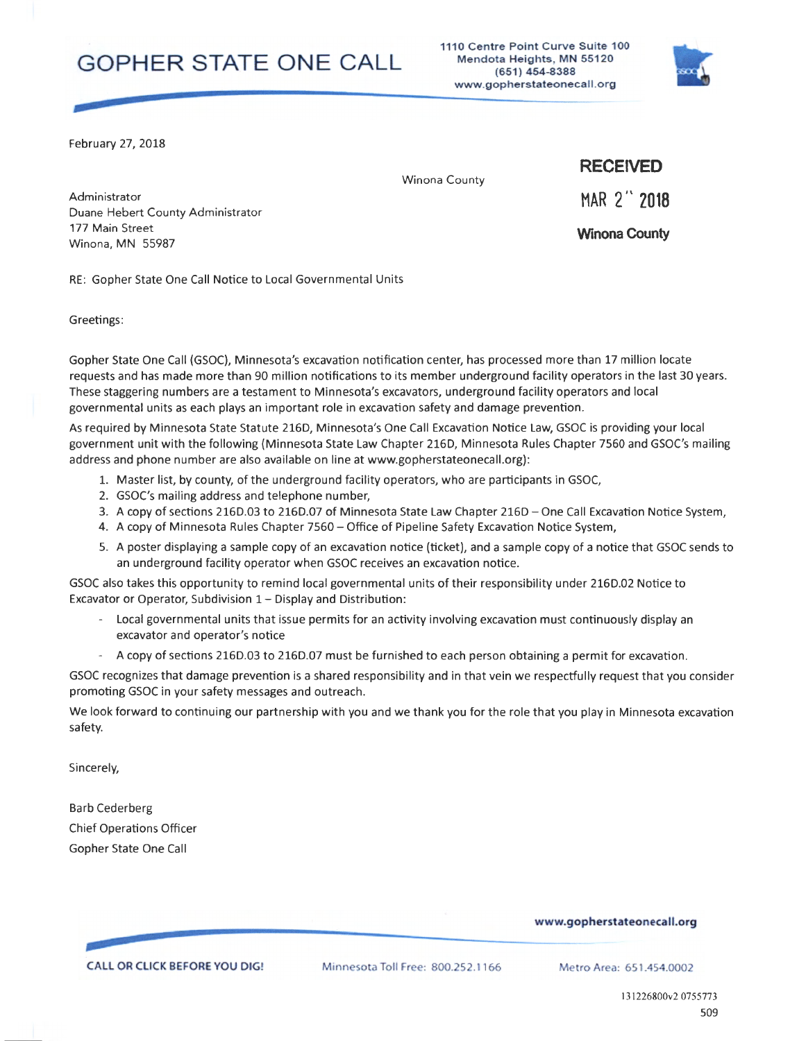# GOPHER STATE ONE CALL

1110 Centre Point Curve Suite 100
Mendota Heights, MN 55120
(651) 454-8388
www.gopherstateonecall.org

February 27, 2018

Winona County

**RECEIVED**
**MAR 2 '' 2018**
**Winona County**

Administrator
Duane Hebert County Administrator
177 Main Street
Winona, MN 55987

RE: Gopher State One Call Notice to Local Governmental Units

Greetings:

Gopher State One Call (GSOC), Minnesota's excavation notification center, has processed more than 17 million locate requests and has made more than 90 million notifications to its member underground facility operators in the last 30 years. These staggering numbers are a testament to Minnesota's excavators, underground facility operators and local governmental units as each plays an important role in excavation safety and damage prevention.

As required by Minnesota State Statute 216D, Minnesota's One Call Excavation Notice Law, GSOC is providing your local government unit with the following (Minnesota State Law Chapter 216D, Minnesota Rules Chapter 7560 and GSOC's mailing address and phone number are also available on line at www.gopherstateonecall.org):

1. Master list, by county, of the underground facility operators, who are participants in GSOC,
2. GSOC's mailing address and telephone number,
3. A copy of sections 216D.03 to 216D.07 of Minnesota State Law Chapter 216D – One Call Excavation Notice System,
4. A copy of Minnesota Rules Chapter 7560 – Office of Pipeline Safety Excavation Notice System,
5. A poster displaying a sample copy of an excavation notice (ticket), and a sample copy of a notice that GSOC sends to an underground facility operator when GSOC receives an excavation notice.

GSOC also takes this opportunity to remind local governmental units of their responsibility under 216D.02 Notice to Excavator or Operator, Subdivision 1 – Display and Distribution:

- Local governmental units that issue permits for an activity involving excavation must continuously display an excavator and operator's notice
- A copy of sections 216D.03 to 216D.07 must be furnished to each person obtaining a permit for excavation.

GSOC recognizes that damage prevention is a shared responsibility and in that vein we respectfully request that you consider promoting GSOC in your safety messages and outreach.

We look forward to continuing our partnership with you and we thank you for the role that you play in Minnesota excavation safety.

Sincerely,

Barb Cederberg
Chief Operations Officer
Gopher State One Call

www.gopherstateonecall.org

CALL OR CLICK BEFORE YOU DIG! Minnesota Toll Free: 800.252.1166 Metro Area: 651.454.0002

131226800v2 0755773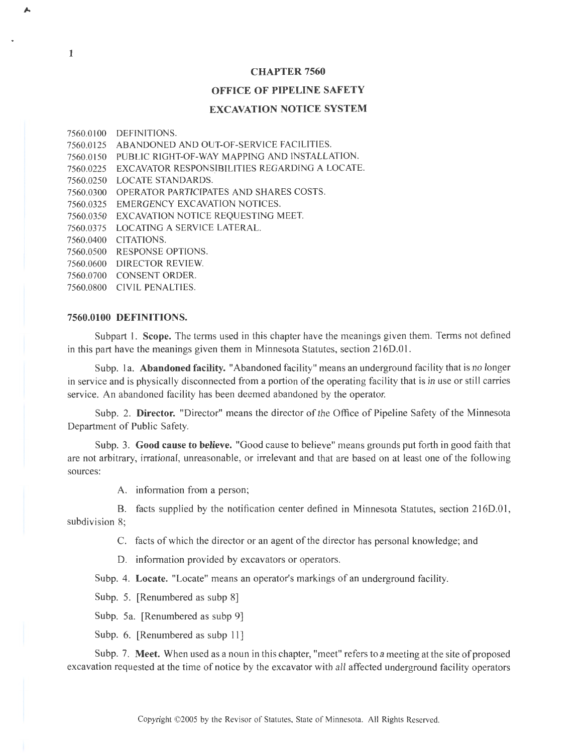# CHAPTER 7560

## OFFICE OF PIPELINE SAFETY

## EXCAVATION NOTICE SYSTEM

7560.0100 DEFINITIONS.
7560.0125 ABANDONED AND OUT-OF-SERVICE FACILITIES.
7560.0150 PUBLIC RIGHT-OF-WAY MAPPING AND INSTALLATION.
7560.0225 EXCAVATOR RESPONSIBILITIES REGARDING A LOCATE.
7560.0250 LOCATE STANDARDS.
7560.0300 OPERATOR PARTICIPATES AND SHARES COSTS.
7560.0325 EMERGENCY EXCAVATION NOTICES.
7560.0350 EXCAVATION NOTICE REQUESTING MEET.
7560.0375 LOCATING A SERVICE LATERAL.
7560.0400 CITATIONS.
7560.0500 RESPONSE OPTIONS.
7560.0600 DIRECTOR REVIEW.
7560.0700 CONSENT ORDER.
7560.0800 CIVIL PENALTIES.

### 7560.0100 DEFINITIONS.

Subpart 1. **Scope.** The terms used in this chapter have the meanings given them. Terms not defined in this part have the meanings given them in Minnesota Statutes, section 216D.01.

Subp. 1a. **Abandoned facility.** "Abandoned facility" means an underground facility that is no longer in service and is physically disconnected from a portion of the operating facility that is in use or still carries service. An abandoned facility has been deemed abandoned by the operator.

Subp. 2. **Director.** "Director" means the director of the Office of Pipeline Safety of the Minnesota Department of Public Safety.

Subp. 3. **Good cause to believe.** "Good cause to believe" means grounds put forth in good faith that are not arbitrary, irrational, unreasonable, or irrelevant and that are based on at least one of the following sources:

A. information from a person;

B. facts supplied by the notification center defined in Minnesota Statutes, section 216D.01, subdivision 8;

C. facts of which the director or an agent of the director has personal knowledge; and

D. information provided by excavators or operators.

Subp. 4. **Locate.** "Locate" means an operator's markings of an underground facility.

Subp. 5. [Renumbered as subp 8]

Subp. 5a. [Renumbered as subp 9]

Subp. 6. [Renumbered as subp 11]

Subp. 7. **Meet.** When used as a noun in this chapter, "meet" refers to a meeting at the site of proposed excavation requested at the time of notice by the excavator with all affected underground facility operators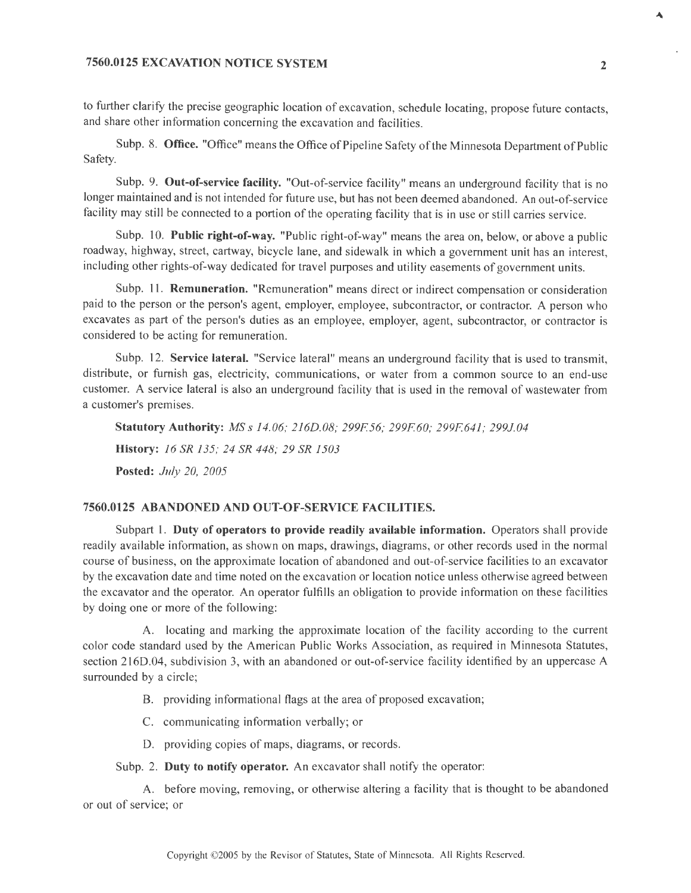to further clarify the precise geographic location of excavation, schedule locating, propose future contacts, and share other information concerning the excavation and facilities.

Subp. 8. **Office.** "Office" means the Office of Pipeline Safety of the Minnesota Department of Public Safety.

Subp. 9. **Out-of-service facility.** "Out-of-service facility" means an underground facility that is no longer maintained and is not intended for future use, but has not been deemed abandoned. An out-of-service facility may still be connected to a portion of the operating facility that is in use or still carries service.

Subp. 10. **Public right-of-way.** "Public right-of-way" means the area on, below, or above a public roadway, highway, street, cartway, bicycle lane, and sidewalk in which a government unit has an interest, including other rights-of-way dedicated for travel purposes and utility easements of government units.

Subp. 11. **Remuneration.** "Remuneration" means direct or indirect compensation or consideration paid to the person or the person's agent, employer, employee, subcontractor, or contractor. A person who excavates as part of the person's duties as an employee, employer, agent, subcontractor, or contractor is considered to be acting for remuneration.

Subp. 12. **Service lateral.** "Service lateral" means an underground facility that is used to transmit, distribute, or furnish gas, electricity, communications, or water from a common source to an end-use customer. A service lateral is also an underground facility that is used in the removal of wastewater from a customer's premises.

**Statutory Authority:** *MS s 14.06; 216D.08; 299F.56; 299F.60; 299F.641; 299J.04*

**History:** *16 SR 135; 24 SR 448; 29 SR 1503*

**Posted:** *July 20, 2005*

## 7560.0125 ABANDONED AND OUT-OF-SERVICE FACILITIES.

Subpart 1. **Duty of operators to provide readily available information.** Operators shall provide readily available information, as shown on maps, drawings, diagrams, or other records used in the normal course of business, on the approximate location of abandoned and out-of-service facilities to an excavator by the excavation date and time noted on the excavation or location notice unless otherwise agreed between the excavator and the operator. An operator fulfills an obligation to provide information on these facilities by doing one or more of the following:

A. locating and marking the approximate location of the facility according to the current color code standard used by the American Public Works Association, as required in Minnesota Statutes, section 216D.04, subdivision 3, with an abandoned or out-of-service facility identified by an uppercase A surrounded by a circle;

B. providing informational flags at the area of proposed excavation;

C. communicating information verbally; or

D. providing copies of maps, diagrams, or records.

Subp. 2. **Duty to notify operator.** An excavator shall notify the operator:

A. before moving, removing, or otherwise altering a facility that is thought to be abandoned or out of service; or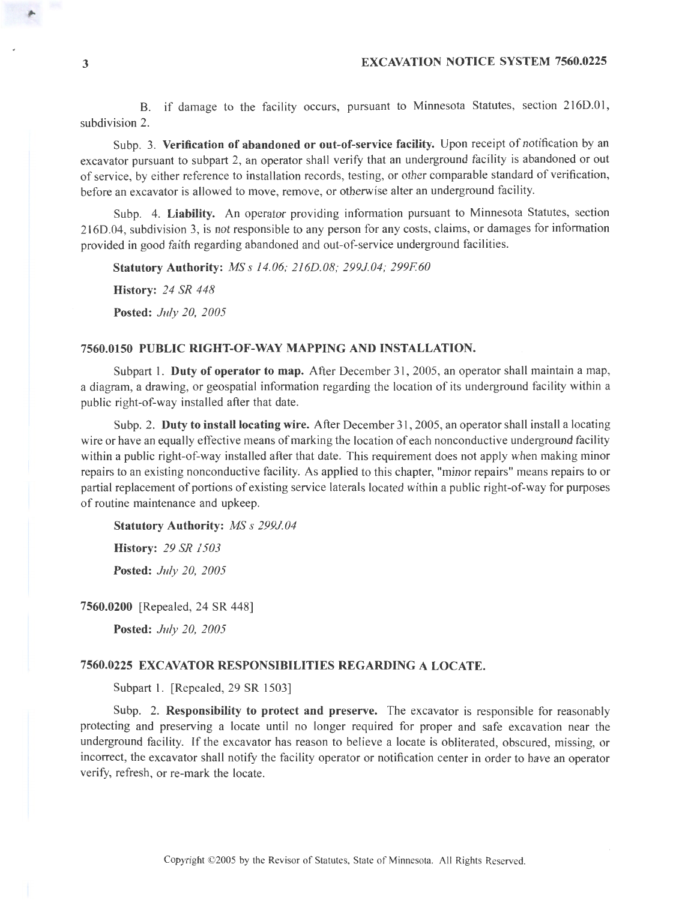B. if damage to the facility occurs, pursuant to Minnesota Statutes, section 216D.01, subdivision 2.

Subp. 3. **Verification of abandoned or out-of-service facility.** Upon receipt of notification by an excavator pursuant to subpart 2, an operator shall verify that an underground facility is abandoned or out of service, by either reference to installation records, testing, or other comparable standard of verification, before an excavator is allowed to move, remove, or otherwise alter an underground facility.

Subp. 4. **Liability.** An operator providing information pursuant to Minnesota Statutes, section 216D.04, subdivision 3, is not responsible to any person for any costs, claims, or damages for information provided in good faith regarding abandoned and out-of-service underground facilities.

**Statutory Authority:** *MS s 14.06; 216D.08; 299J.04; 299F.60*

**History:** *24 SR 448*

**Posted:** *July 20, 2005*

## 7560.0150 PUBLIC RIGHT-OF-WAY MAPPING AND INSTALLATION.

Subpart 1. **Duty of operator to map.** After December 31, 2005, an operator shall maintain a map, a diagram, a drawing, or geospatial information regarding the location of its underground facility within a public right-of-way installed after that date.

Subp. 2. **Duty to install locating wire.** After December 31, 2005, an operator shall install a locating wire or have an equally effective means of marking the location of each nonconductive underground facility within a public right-of-way installed after that date. This requirement does not apply when making minor repairs to an existing nonconductive facility. As applied to this chapter, "minor repairs" means repairs to or partial replacement of portions of existing service laterals located within a public right-of-way for purposes of routine maintenance and upkeep.

**Statutory Authority:** *MS s 299J.04*

**History:** *29 SR 1503*

**Posted:** *July 20, 2005*

**7560.0200** [Repealed, 24 SR 448]

**Posted:** *July 20, 2005*

## 7560.0225 EXCAVATOR RESPONSIBILITIES REGARDING A LOCATE.

Subpart 1. [Repealed, 29 SR 1503]

Subp. 2. **Responsibility to protect and preserve.** The excavator is responsible for reasonably protecting and preserving a locate until no longer required for proper and safe excavation near the underground facility. If the excavator has reason to believe a locate is obliterated, obscured, missing, or incorrect, the excavator shall notify the facility operator or notification center in order to have an operator verify, refresh, or re-mark the locate.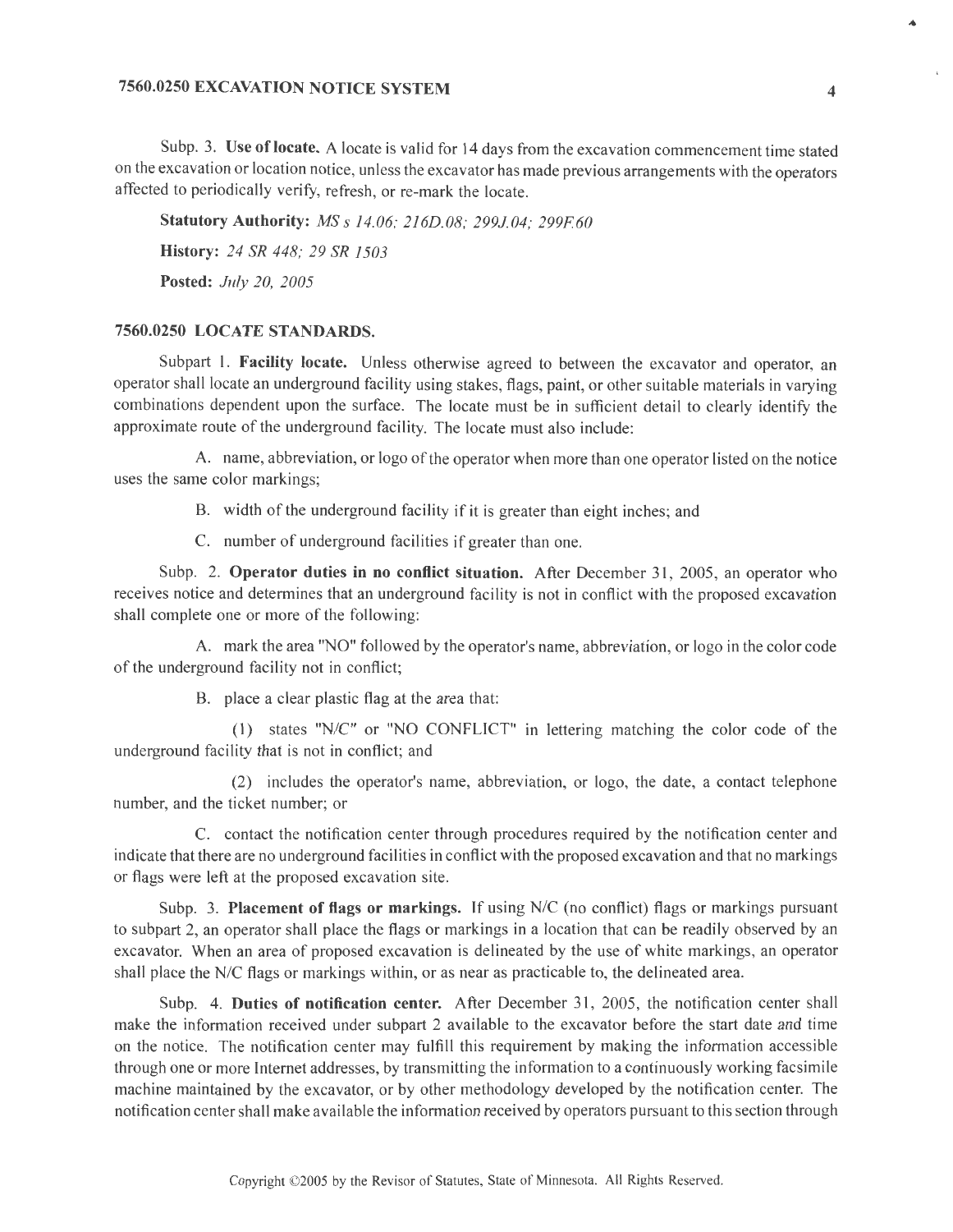Subp. 3. **Use of locate.** A locate is valid for 14 days from the excavation commencement time stated on the excavation or location notice, unless the excavator has made previous arrangements with the operators affected to periodically verify, refresh, or re-mark the locate.

**Statutory Authority:** *MS s 14.06; 216D.08; 299J.04; 299F.60*

**History:** *24 SR 448; 29 SR 1503*

**Posted:** *July 20, 2005*

## 7560.0250 LOCATE STANDARDS.

Subpart 1. **Facility locate.** Unless otherwise agreed to between the excavator and operator, an operator shall locate an underground facility using stakes, flags, paint, or other suitable materials in varying combinations dependent upon the surface. The locate must be in sufficient detail to clearly identify the approximate route of the underground facility. The locate must also include:

A. name, abbreviation, or logo of the operator when more than one operator listed on the notice uses the same color markings;

B. width of the underground facility if it is greater than eight inches; and

C. number of underground facilities if greater than one.

Subp. 2. **Operator duties in no conflict situation.** After December 31, 2005, an operator who receives notice and determines that an underground facility is not in conflict with the proposed excavation shall complete one or more of the following:

A. mark the area "NO" followed by the operator's name, abbreviation, or logo in the color code of the underground facility not in conflict;

B. place a clear plastic flag at the area that:

(1) states "N/C" or "NO CONFLICT" in lettering matching the color code of the underground facility that is not in conflict; and

(2) includes the operator's name, abbreviation, or logo, the date, a contact telephone number, and the ticket number; or

C. contact the notification center through procedures required by the notification center and indicate that there are no underground facilities in conflict with the proposed excavation and that no markings or flags were left at the proposed excavation site.

Subp. 3. **Placement of flags or markings.** If using N/C (no conflict) flags or markings pursuant to subpart 2, an operator shall place the flags or markings in a location that can be readily observed by an excavator. When an area of proposed excavation is delineated by the use of white markings, an operator shall place the N/C flags or markings within, or as near as practicable to, the delineated area.

Subp. 4. **Duties of notification center.** After December 31, 2005, the notification center shall make the information received under subpart 2 available to the excavator before the start date and time on the notice. The notification center may fulfill this requirement by making the information accessible through one or more Internet addresses, by transmitting the information to a continuously working facsimile machine maintained by the excavator, or by other methodology developed by the notification center. The notification center shall make available the information received by operators pursuant to this section through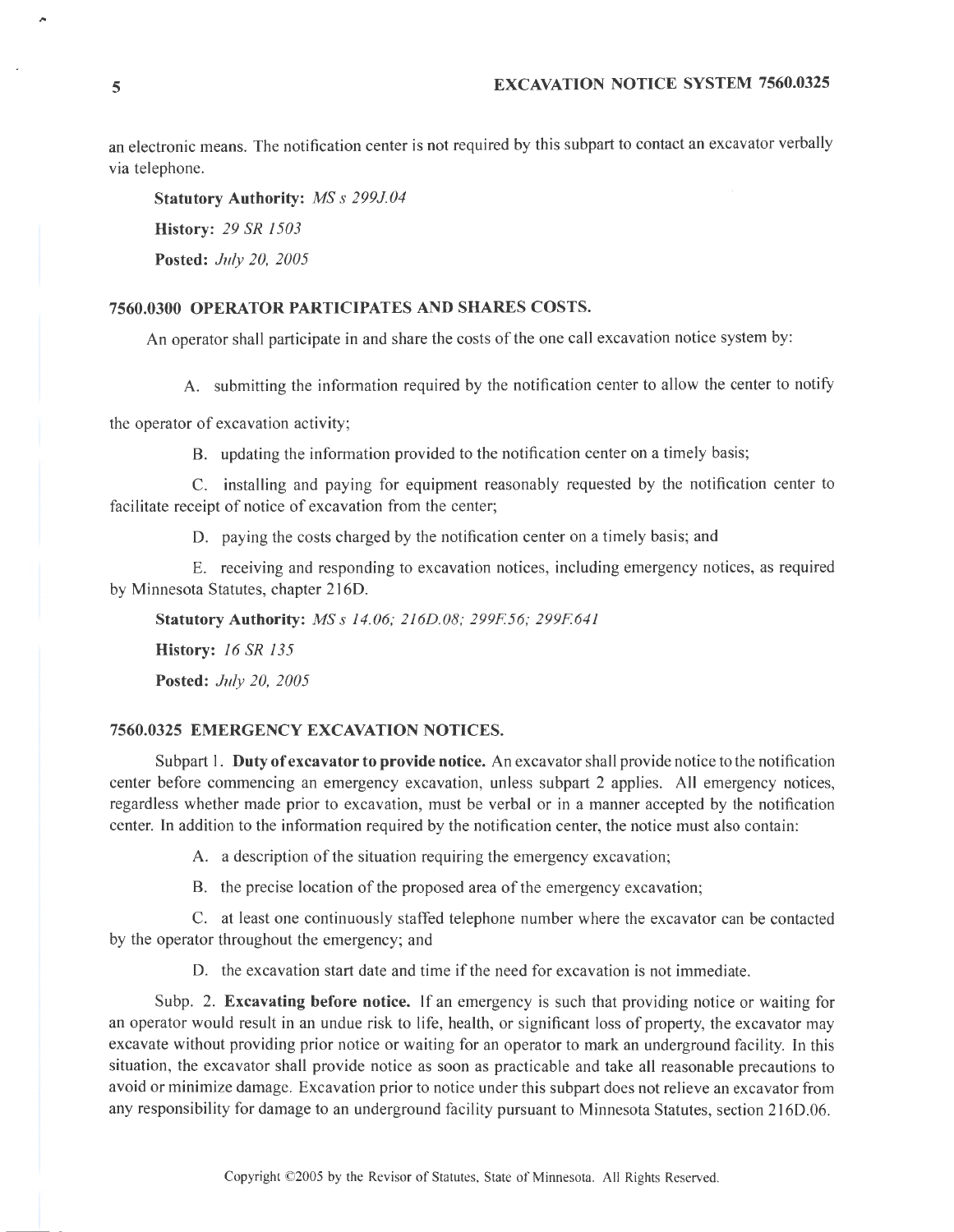an electronic means. The notification center is not required by this subpart to contact an excavator verbally via telephone.

**Statutory Authority:** *MS s 299J.04*

**History:** *29 SR 1503*

**Posted:** *July 20, 2005*

### 7560.0300 OPERATOR PARTICIPATES AND SHARES COSTS.

An operator shall participate in and share the costs of the one call excavation notice system by:

A. submitting the information required by the notification center to allow the center to notify the operator of excavation activity;

B. updating the information provided to the notification center on a timely basis;

C. installing and paying for equipment reasonably requested by the notification center to facilitate receipt of notice of excavation from the center;

D. paying the costs charged by the notification center on a timely basis; and

E. receiving and responding to excavation notices, including emergency notices, as required by Minnesota Statutes, chapter 216D.

**Statutory Authority:** *MS s 14.06; 216D.08; 299F.56; 299F.641*

**History:** *16 SR 135*

**Posted:** *July 20, 2005*

### 7560.0325 EMERGENCY EXCAVATION NOTICES.

Subpart 1. **Duty of excavator to provide notice.** An excavator shall provide notice to the notification center before commencing an emergency excavation, unless subpart 2 applies. All emergency notices, regardless whether made prior to excavation, must be verbal or in a manner accepted by the notification center. In addition to the information required by the notification center, the notice must also contain:

A. a description of the situation requiring the emergency excavation;

B. the precise location of the proposed area of the emergency excavation;

C. at least one continuously staffed telephone number where the excavator can be contacted by the operator throughout the emergency; and

D. the excavation start date and time if the need for excavation is not immediate.

Subp. 2. **Excavating before notice.** If an emergency is such that providing notice or waiting for an operator would result in an undue risk to life, health, or significant loss of property, the excavator may excavate without providing prior notice or waiting for an operator to mark an underground facility. In this situation, the excavator shall provide notice as soon as practicable and take all reasonable precautions to avoid or minimize damage. Excavation prior to notice under this subpart does not relieve an excavator from any responsibility for damage to an underground facility pursuant to Minnesota Statutes, section 216D.06.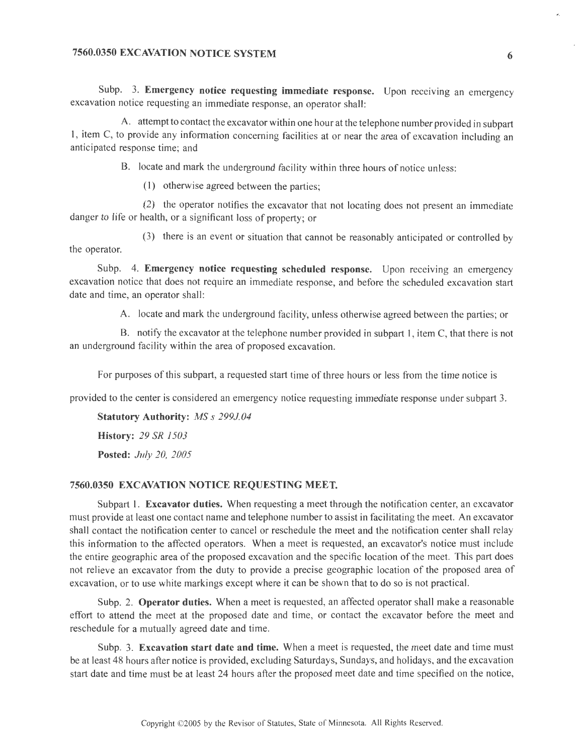Subp. 3. **Emergency notice requesting immediate response.** Upon receiving an emergency excavation notice requesting an immediate response, an operator shall:

A. attempt to contact the excavator within one hour at the telephone number provided in subpart 1, item C, to provide any information concerning facilities at or near the area of excavation including an anticipated response time; and

B. locate and mark the underground facility within three hours of notice unless:

(1) otherwise agreed between the parties;

(2) the operator notifies the excavator that not locating does not present an immediate danger to life or health, or a significant loss of property; or

(3) there is an event or situation that cannot be reasonably anticipated or controlled by the operator.

Subp. 4. **Emergency notice requesting scheduled response.** Upon receiving an emergency excavation notice that does not require an immediate response, and before the scheduled excavation start date and time, an operator shall:

A. locate and mark the underground facility, unless otherwise agreed between the parties; or

B. notify the excavator at the telephone number provided in subpart 1, item C, that there is not an underground facility within the area of proposed excavation.

For purposes of this subpart, a requested start time of three hours or less from the time notice is provided to the center is considered an emergency notice requesting immediate response under subpart 3.

**Statutory Authority:** *MS s 299J.04*

**History:** *29 SR 1503*

**Posted:** *July 20, 2005*

## 7560.0350 EXCAVATION NOTICE REQUESTING MEET.

Subpart 1. **Excavator duties.** When requesting a meet through the notification center, an excavator must provide at least one contact name and telephone number to assist in facilitating the meet. An excavator shall contact the notification center to cancel or reschedule the meet and the notification center shall relay this information to the affected operators. When a meet is requested, an excavator's notice must include the entire geographic area of the proposed excavation and the specific location of the meet. This part does not relieve an excavator from the duty to provide a precise geographic location of the proposed area of excavation, or to use white markings except where it can be shown that to do so is not practical.

Subp. 2. **Operator duties.** When a meet is requested, an affected operator shall make a reasonable effort to attend the meet at the proposed date and time, or contact the excavator before the meet and reschedule for a mutually agreed date and time.

Subp. 3. **Excavation start date and time.** When a meet is requested, the meet date and time must be at least 48 hours after notice is provided, excluding Saturdays, Sundays, and holidays, and the excavation start date and time must be at least 24 hours after the proposed meet date and time specified on the notice,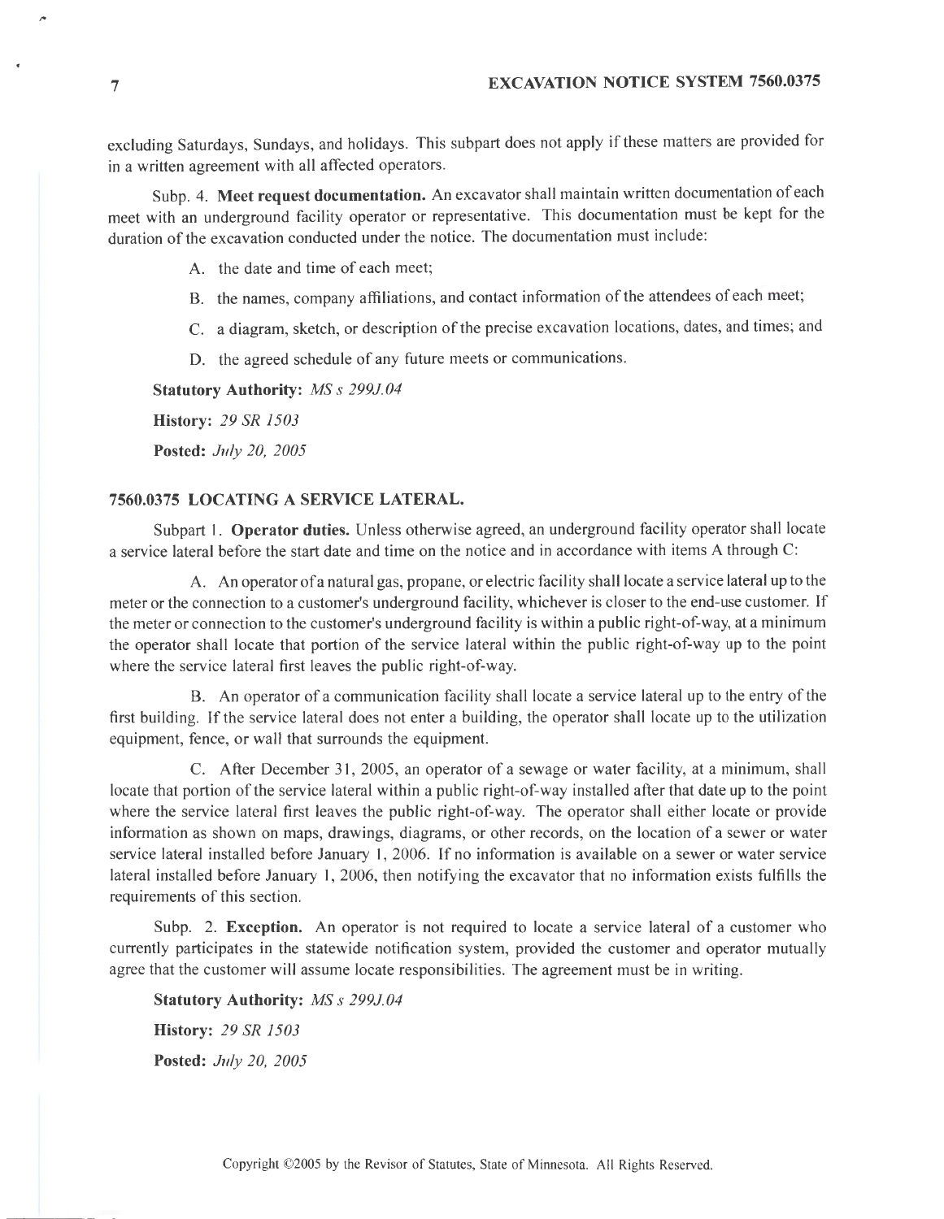excluding Saturdays, Sundays, and holidays. This subpart does not apply if these matters are provided for in a written agreement with all affected operators.

Subp. 4. **Meet request documentation.** An excavator shall maintain written documentation of each meet with an underground facility operator or representative. This documentation must be kept for the duration of the excavation conducted under the notice. The documentation must include:

A. the date and time of each meet;

B. the names, company affiliations, and contact information of the attendees of each meet;

C. a diagram, sketch, or description of the precise excavation locations, dates, and times; and

D. the agreed schedule of any future meets or communications.

**Statutory Authority:** *MS s 299J.04*

**History:** *29 SR 1503*

**Posted:** *July 20, 2005*

## 7560.0375 LOCATING A SERVICE LATERAL.

Subpart 1. **Operator duties.** Unless otherwise agreed, an underground facility operator shall locate a service lateral before the start date and time on the notice and in accordance with items A through C:

A. An operator of a natural gas, propane, or electric facility shall locate a service lateral up to the meter or the connection to a customer's underground facility, whichever is closer to the end-use customer. If the meter or connection to the customer's underground facility is within a public right-of-way, at a minimum the operator shall locate that portion of the service lateral within the public right-of-way up to the point where the service lateral first leaves the public right-of-way.

B. An operator of a communication facility shall locate a service lateral up to the entry of the first building. If the service lateral does not enter a building, the operator shall locate up to the utilization equipment, fence, or wall that surrounds the equipment.

C. After December 31, 2005, an operator of a sewage or water facility, at a minimum, shall locate that portion of the service lateral within a public right-of-way installed after that date up to the point where the service lateral first leaves the public right-of-way. The operator shall either locate or provide information as shown on maps, drawings, diagrams, or other records, on the location of a sewer or water service lateral installed before January 1, 2006. If no information is available on a sewer or water service lateral installed before January 1, 2006, then notifying the excavator that no information exists fulfills the requirements of this section.

Subp. 2. **Exception.** An operator is not required to locate a service lateral of a customer who currently participates in the statewide notification system, provided the customer and operator mutually agree that the customer will assume locate responsibilities. The agreement must be in writing.

**Statutory Authority:** *MS s 299J.04*

**History:** *29 SR 1503*

**Posted:** *July 20, 2005*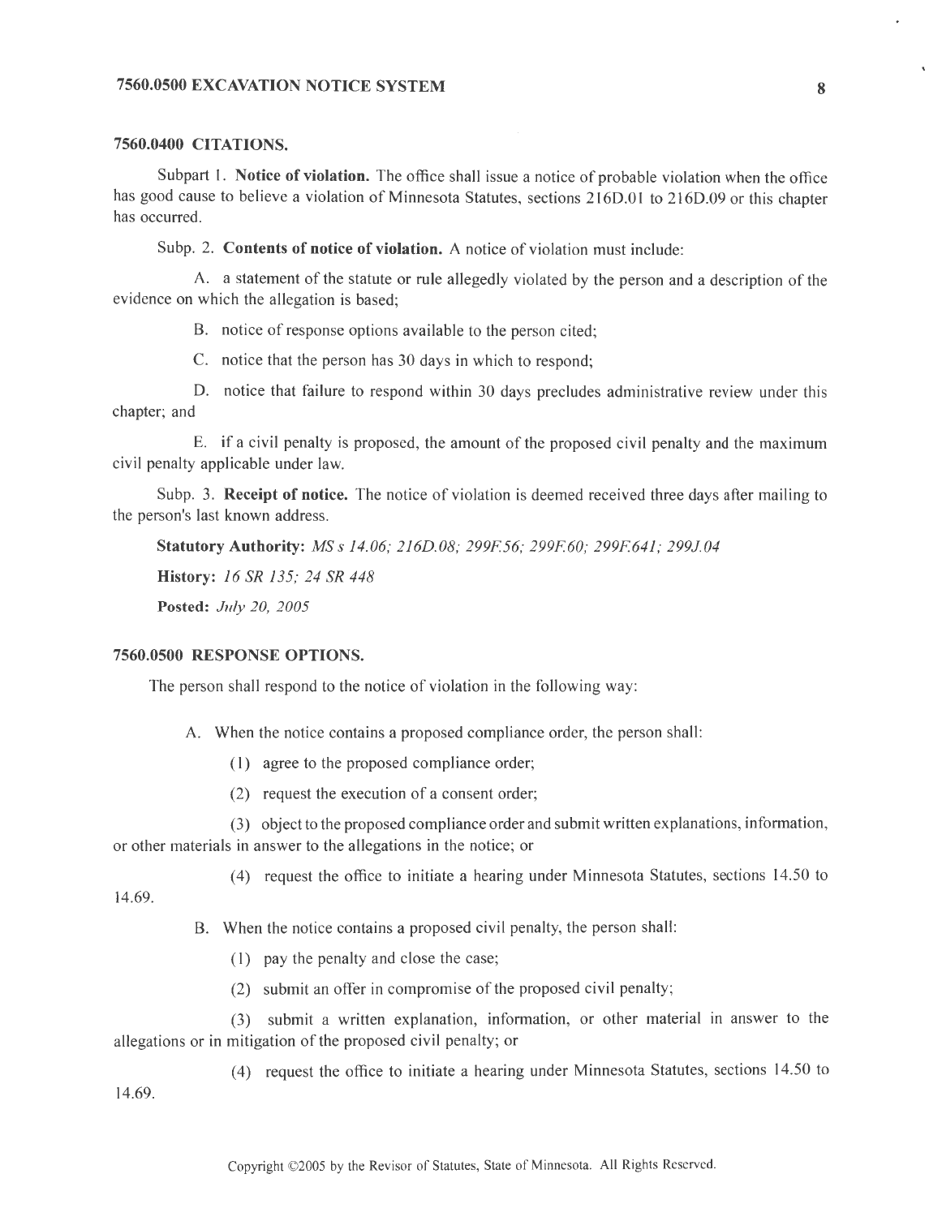### 7560.0400 CITATIONS.

Subpart 1. **Notice of violation.** The office shall issue a notice of probable violation when the office has good cause to believe a violation of Minnesota Statutes, sections 216D.01 to 216D.09 or this chapter has occurred.

Subp. 2. **Contents of notice of violation.** A notice of violation must include:

A. a statement of the statute or rule allegedly violated by the person and a description of the evidence on which the allegation is based;

B. notice of response options available to the person cited;

C. notice that the person has 30 days in which to respond;

D. notice that failure to respond within 30 days precludes administrative review under this chapter; and

E. if a civil penalty is proposed, the amount of the proposed civil penalty and the maximum civil penalty applicable under law.

Subp. 3. **Receipt of notice.** The notice of violation is deemed received three days after mailing to the person's last known address.

**Statutory Authority:** *MS s 14.06; 216D.08; 299F.56; 299F.60; 299F.641; 299J.04*

**History:** *16 SR 135; 24 SR 448*

**Posted:** *July 20, 2005*

### 7560.0500 RESPONSE OPTIONS.

The person shall respond to the notice of violation in the following way:

A. When the notice contains a proposed compliance order, the person shall:

(1) agree to the proposed compliance order;

(2) request the execution of a consent order;

(3) object to the proposed compliance order and submit written explanations, information, or other materials in answer to the allegations in the notice; or

(4) request the office to initiate a hearing under Minnesota Statutes, sections 14.50 to 14.69.

B. When the notice contains a proposed civil penalty, the person shall:

(1) pay the penalty and close the case;

(2) submit an offer in compromise of the proposed civil penalty;

(3) submit a written explanation, information, or other material in answer to the allegations or in mitigation of the proposed civil penalty; or

(4) request the office to initiate a hearing under Minnesota Statutes, sections 14.50 to 14.69.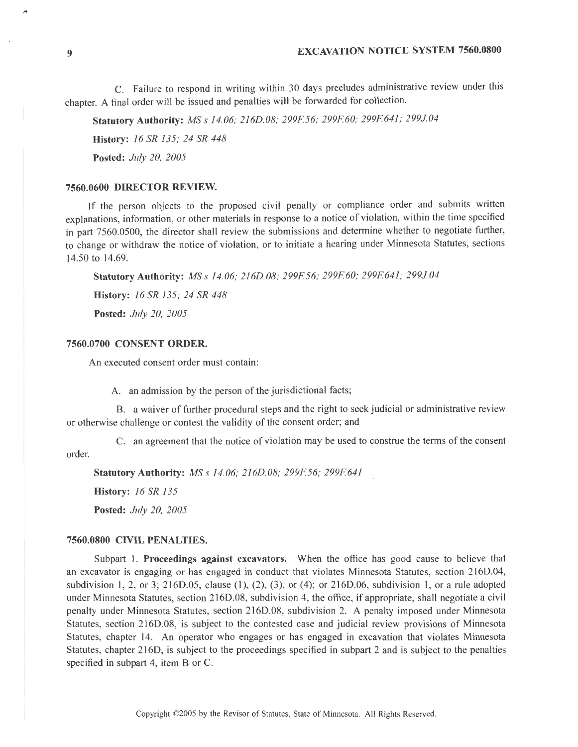C. Failure to respond in writing within 30 days precludes administrative review under this chapter. A final order will be issued and penalties will be forwarded for collection.

**Statutory Authority:** *MS s 14.06; 216D.08; 299F.56; 299F.60; 299F.641; 299J.04*

**History:** *16 SR 135; 24 SR 448*

**Posted:** *July 20, 2005*

### 7560.0600 DIRECTOR REVIEW.

If the person objects to the proposed civil penalty or compliance order and submits written explanations, information, or other materials in response to a notice of violation, within the time specified in part 7560.0500, the director shall review the submissions and determine whether to negotiate further, to change or withdraw the notice of violation, or to initiate a hearing under Minnesota Statutes, sections 14.50 to 14.69.

**Statutory Authority:** *MS s 14.06; 216D.08; 299F.56; 299F.60; 299F.641; 299J.04*

**History:** *16 SR 135; 24 SR 448*

**Posted:** *July 20, 2005*

### 7560.0700 CONSENT ORDER.

An executed consent order must contain:

A. an admission by the person of the jurisdictional facts;

B. a waiver of further procedural steps and the right to seek judicial or administrative review or otherwise challenge or contest the validity of the consent order; and

C. an agreement that the notice of violation may be used to construe the terms of the consent order.

**Statutory Authority:** *MS s 14.06; 216D.08; 299F.56; 299F.641*

**History:** *16 SR 135*

**Posted:** *July 20, 2005*

### 7560.0800 CIVIL PENALTIES.

Subpart 1. **Proceedings against excavators.** When the office has good cause to believe that an excavator is engaging or has engaged in conduct that violates Minnesota Statutes, section 216D.04, subdivision 1, 2, or 3; 216D.05, clause (1), (2), (3), or (4); or 216D.06, subdivision 1, or a rule adopted under Minnesota Statutes, section 216D.08, subdivision 4, the office, if appropriate, shall negotiate a civil penalty under Minnesota Statutes, section 216D.08, subdivision 2. A penalty imposed under Minnesota Statutes, section 216D.08, is subject to the contested case and judicial review provisions of Minnesota Statutes, chapter 14. An operator who engages or has engaged in excavation that violates Minnesota Statutes, chapter 216D, is subject to the proceedings specified in subpart 2 and is subject to the penalties specified in subpart 4, item B or C.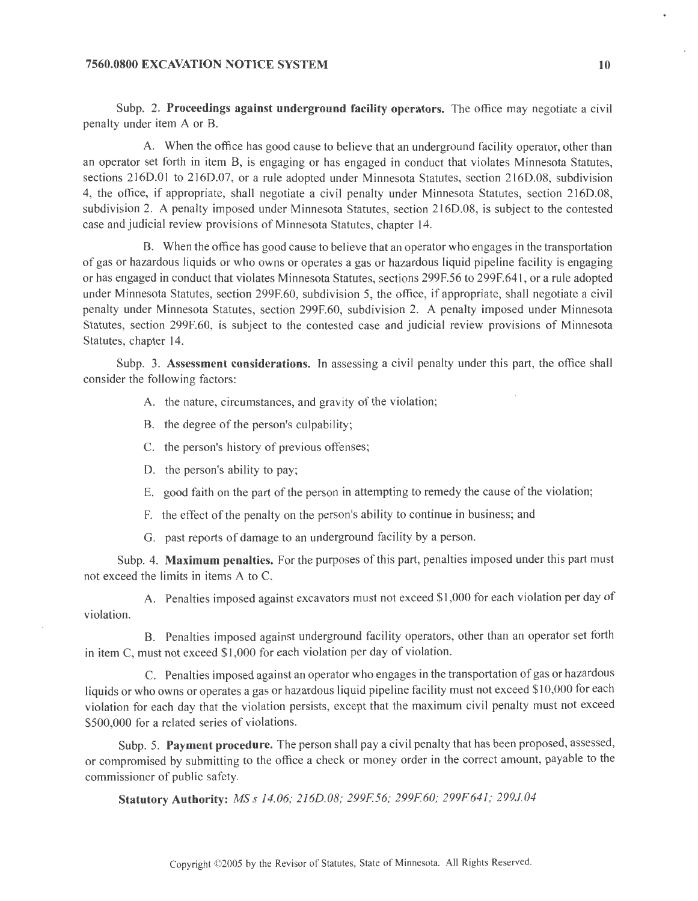Subp. 2. **Proceedings against underground facility operators.** The office may negotiate a civil penalty under item A or B.

A. When the office has good cause to believe that an underground facility operator, other than an operator set forth in item B, is engaging or has engaged in conduct that violates Minnesota Statutes, sections 216D.01 to 216D.07, or a rule adopted under Minnesota Statutes, section 216D.08, subdivision 4, the office, if appropriate, shall negotiate a civil penalty under Minnesota Statutes, section 216D.08, subdivision 2. A penalty imposed under Minnesota Statutes, section 216D.08, is subject to the contested case and judicial review provisions of Minnesota Statutes, chapter 14.

B. When the office has good cause to believe that an operator who engages in the transportation of gas or hazardous liquids or who owns or operates a gas or hazardous liquid pipeline facility is engaging or has engaged in conduct that violates Minnesota Statutes, sections 299F.56 to 299F.641, or a rule adopted under Minnesota Statutes, section 299F.60, subdivision 5, the office, if appropriate, shall negotiate a civil penalty under Minnesota Statutes, section 299F.60, subdivision 2. A penalty imposed under Minnesota Statutes, section 299F.60, is subject to the contested case and judicial review provisions of Minnesota Statutes, chapter 14.

Subp. 3. **Assessment considerations.** In assessing a civil penalty under this part, the office shall consider the following factors:

A. the nature, circumstances, and gravity of the violation;

B. the degree of the person's culpability;

C. the person's history of previous offenses;

D. the person's ability to pay;

E. good faith on the part of the person in attempting to remedy the cause of the violation;

F. the effect of the penalty on the person's ability to continue in business; and

G. past reports of damage to an underground facility by a person.

Subp. 4. **Maximum penalties.** For the purposes of this part, penalties imposed under this part must not exceed the limits in items A to C.

A. Penalties imposed against excavators must not exceed $1,000 for each violation per day of violation.

B. Penalties imposed against underground facility operators, other than an operator set forth in item C, must not exceed $1,000 for each violation per day of violation.

C. Penalties imposed against an operator who engages in the transportation of gas or hazardous liquids or who owns or operates a gas or hazardous liquid pipeline facility must not exceed $10,000 for each violation for each day that the violation persists, except that the maximum civil penalty must not exceed $500,000 for a related series of violations.

Subp. 5. **Payment procedure.** The person shall pay a civil penalty that has been proposed, assessed, or compromised by submitting to the office a check or money order in the correct amount, payable to the commissioner of public safety.

**Statutory Authority:** *MS s 14.06; 216D.08; 299F.56; 299F.60; 299F.641; 299J.04*

Copyright ©2005 by the Revisor of Statutes, State of Minnesota. All Rights Reserved.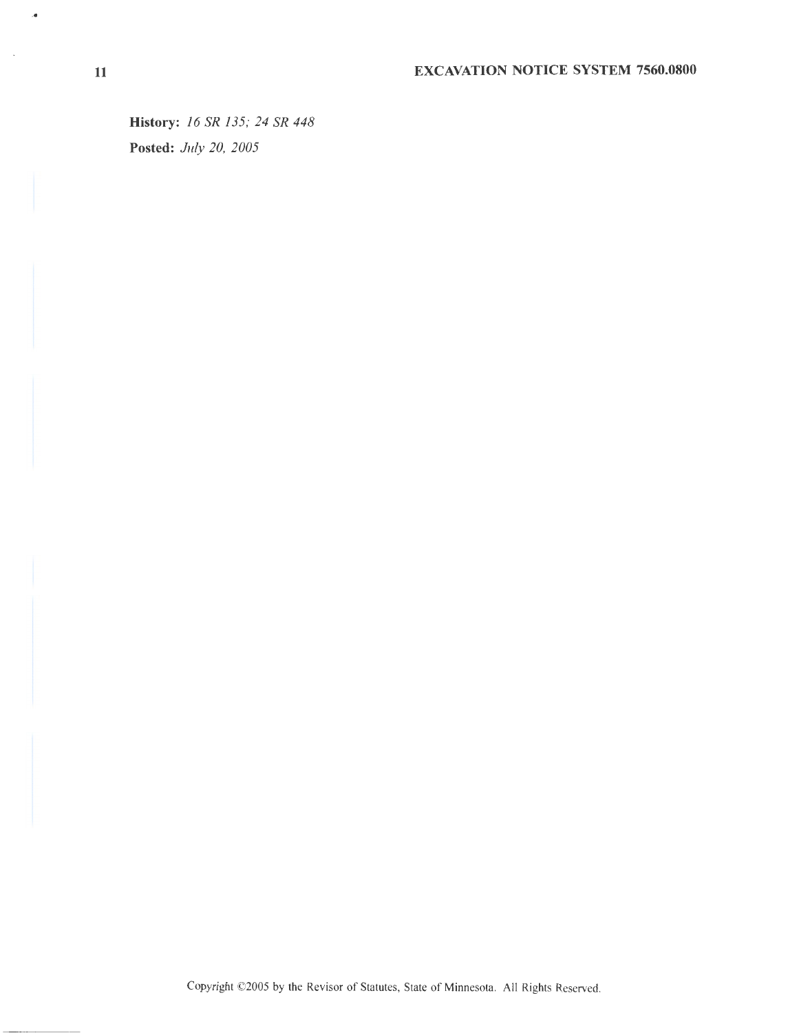**History:** *16 SR 135; 24 SR 448*

**Posted:** *July 20, 2005*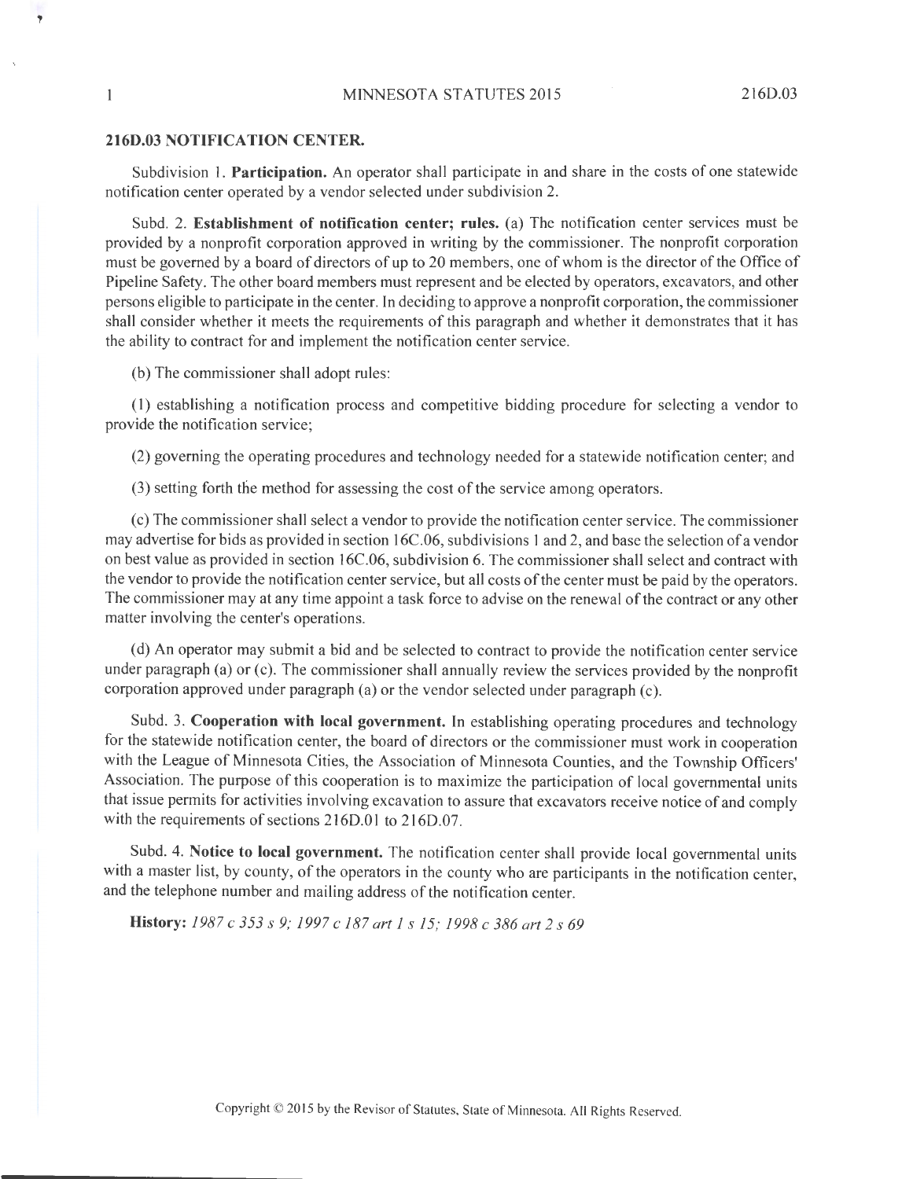## 216D.03 NOTIFICATION CENTER.

Subdivision 1. **Participation.** An operator shall participate in and share in the costs of one statewide notification center operated by a vendor selected under subdivision 2.

Subd. 2. **Establishment of notification center; rules.** (a) The notification center services must be provided by a nonprofit corporation approved in writing by the commissioner. The nonprofit corporation must be governed by a board of directors of up to 20 members, one of whom is the director of the Office of Pipeline Safety. The other board members must represent and be elected by operators, excavators, and other persons eligible to participate in the center. In deciding to approve a nonprofit corporation, the commissioner shall consider whether it meets the requirements of this paragraph and whether it demonstrates that it has the ability to contract for and implement the notification center service.

(b) The commissioner shall adopt rules:

(1) establishing a notification process and competitive bidding procedure for selecting a vendor to provide the notification service;

(2) governing the operating procedures and technology needed for a statewide notification center; and

(3) setting forth the method for assessing the cost of the service among operators.

(c) The commissioner shall select a vendor to provide the notification center service. The commissioner may advertise for bids as provided in section 16C.06, subdivisions 1 and 2, and base the selection of a vendor on best value as provided in section 16C.06, subdivision 6. The commissioner shall select and contract with the vendor to provide the notification center service, but all costs of the center must be paid by the operators. The commissioner may at any time appoint a task force to advise on the renewal of the contract or any other matter involving the center's operations.

(d) An operator may submit a bid and be selected to contract to provide the notification center service under paragraph (a) or (c). The commissioner shall annually review the services provided by the nonprofit corporation approved under paragraph (a) or the vendor selected under paragraph (c).

Subd. 3. **Cooperation with local government.** In establishing operating procedures and technology for the statewide notification center, the board of directors or the commissioner must work in cooperation with the League of Minnesota Cities, the Association of Minnesota Counties, and the Township Officers' Association. The purpose of this cooperation is to maximize the participation of local governmental units that issue permits for activities involving excavation to assure that excavators receive notice of and comply with the requirements of sections 216D.01 to 216D.07.

Subd. 4. **Notice to local government.** The notification center shall provide local governmental units with a master list, by county, of the operators in the county who are participants in the notification center, and the telephone number and mailing address of the notification center.

**History:** *1987 c 353 s 9; 1997 c 187 art 1 s 15; 1998 c 386 art 2 s 69*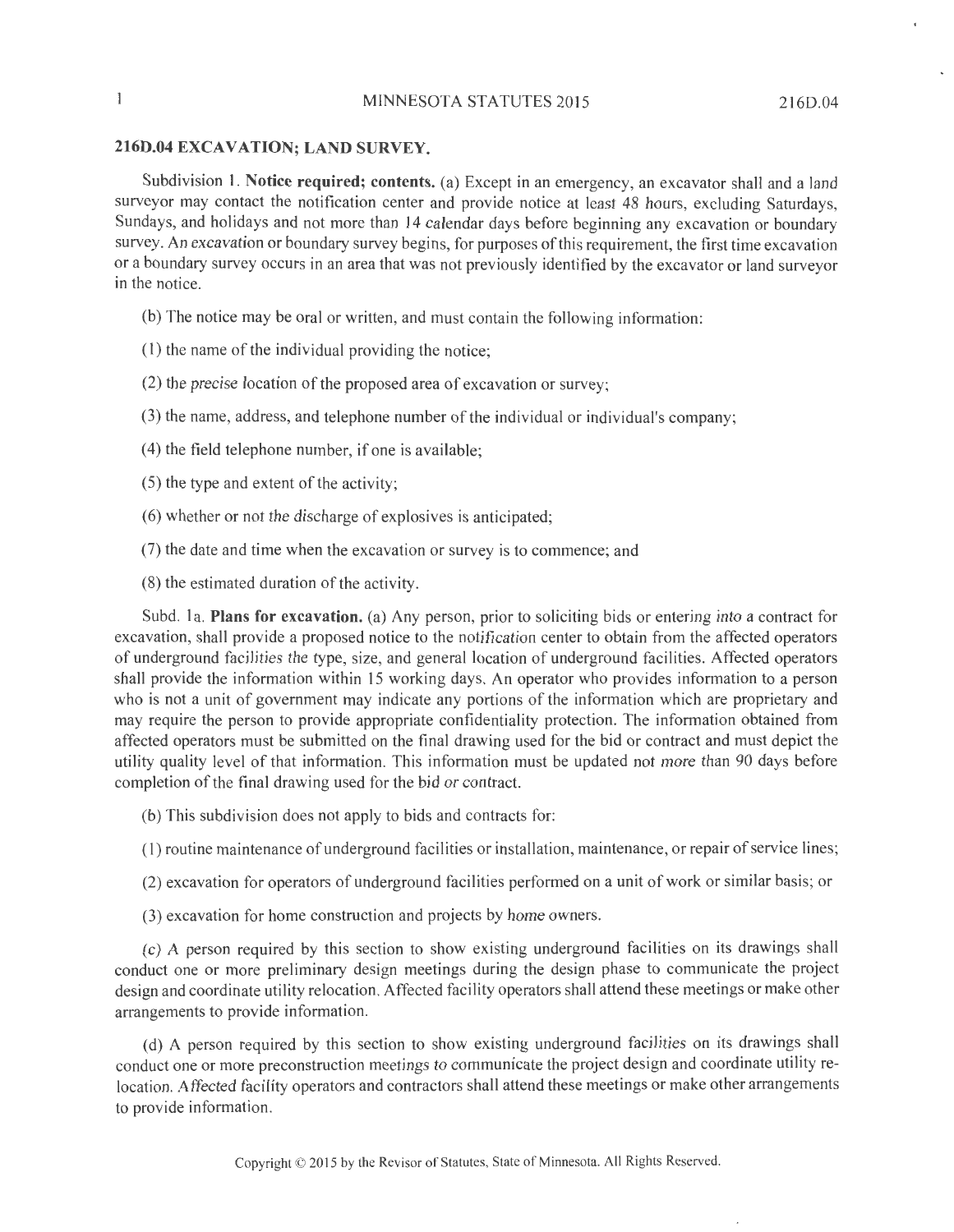## 216D.04 EXCAVATION; LAND SURVEY.

Subdivision 1. **Notice required; contents.** (a) Except in an emergency, an excavator shall and a land surveyor may contact the notification center and provide notice at least 48 hours, excluding Saturdays, Sundays, and holidays and not more than 14 calendar days before beginning any excavation or boundary survey. An excavation or boundary survey begins, for purposes of this requirement, the first time excavation or a boundary survey occurs in an area that was not previously identified by the excavator or land surveyor in the notice.

(b) The notice may be oral or written, and must contain the following information:

(1) the name of the individual providing the notice;

(2) the precise location of the proposed area of excavation or survey;

(3) the name, address, and telephone number of the individual or individual's company;

(4) the field telephone number, if one is available;

(5) the type and extent of the activity;

(6) whether or not the discharge of explosives is anticipated;

(7) the date and time when the excavation or survey is to commence; and

(8) the estimated duration of the activity.

Subd. 1a. **Plans for excavation.** (a) Any person, prior to soliciting bids or entering into a contract for excavation, shall provide a proposed notice to the notification center to obtain from the affected operators of underground facilities the type, size, and general location of underground facilities. Affected operators shall provide the information within 15 working days. An operator who provides information to a person who is not a unit of government may indicate any portions of the information which are proprietary and may require the person to provide appropriate confidentiality protection. The information obtained from affected operators must be submitted on the final drawing used for the bid or contract and must depict the utility quality level of that information. This information must be updated not more than 90 days before completion of the final drawing used for the bid or contract.

(b) This subdivision does not apply to bids and contracts for:

(1) routine maintenance of underground facilities or installation, maintenance, or repair of service lines;

(2) excavation for operators of underground facilities performed on a unit of work or similar basis; or

(3) excavation for home construction and projects by home owners.

(c) A person required by this section to show existing underground facilities on its drawings shall conduct one or more preliminary design meetings during the design phase to communicate the project design and coordinate utility relocation. Affected facility operators shall attend these meetings or make other arrangements to provide information.

(d) A person required by this section to show existing underground facilities on its drawings shall conduct one or more preconstruction meetings to communicate the project design and coordinate utility relocation. Affected facility operators and contractors shall attend these meetings or make other arrangements to provide information.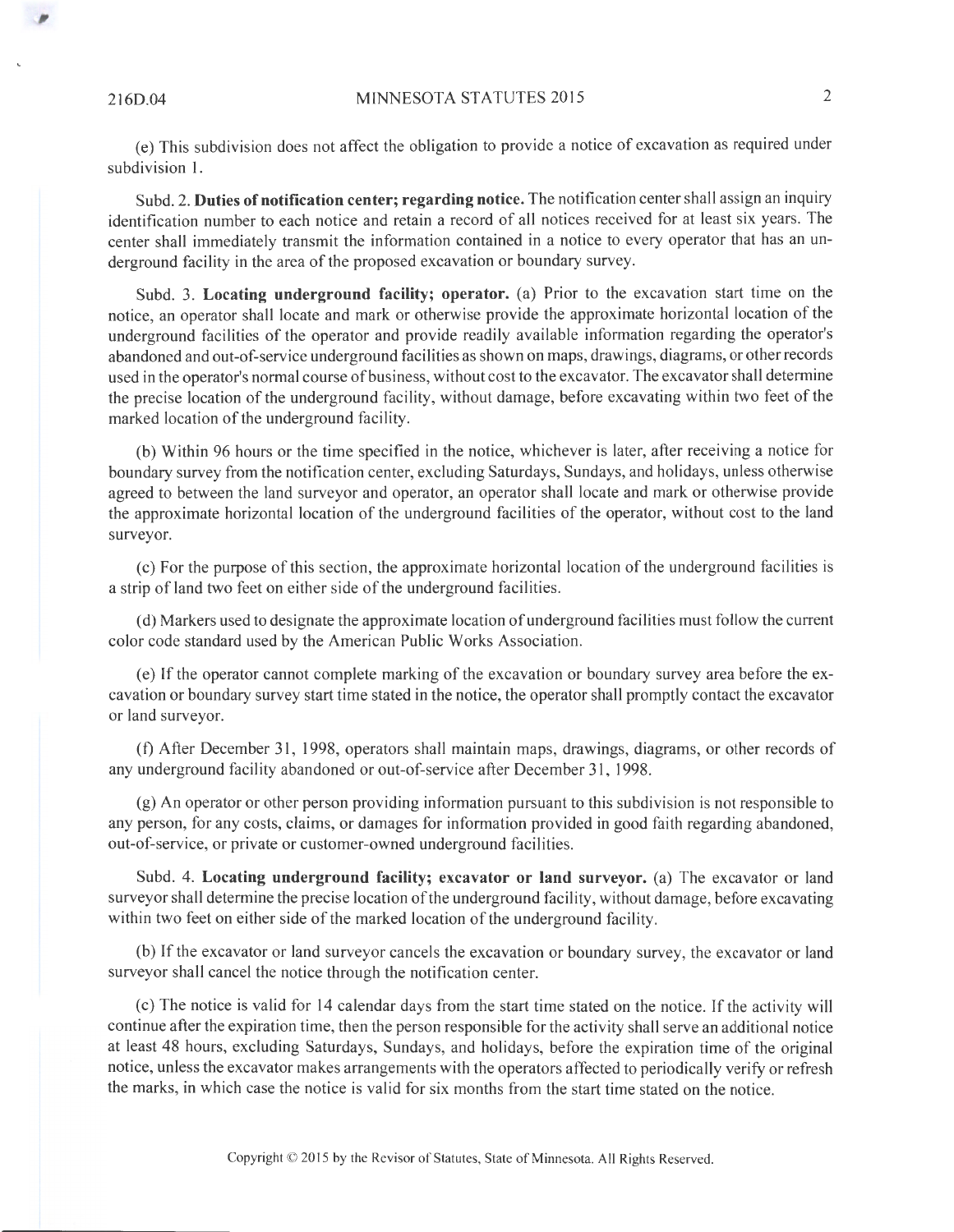(e) This subdivision does not affect the obligation to provide a notice of excavation as required under subdivision 1.

Subd. 2. **Duties of notification center; regarding notice.** The notification center shall assign an inquiry identification number to each notice and retain a record of all notices received for at least six years. The center shall immediately transmit the information contained in a notice to every operator that has an underground facility in the area of the proposed excavation or boundary survey.

Subd. 3. **Locating underground facility; operator.** (a) Prior to the excavation start time on the notice, an operator shall locate and mark or otherwise provide the approximate horizontal location of the underground facilities of the operator and provide readily available information regarding the operator's abandoned and out-of-service underground facilities as shown on maps, drawings, diagrams, or other records used in the operator's normal course of business, without cost to the excavator. The excavator shall determine the precise location of the underground facility, without damage, before excavating within two feet of the marked location of the underground facility.

(b) Within 96 hours or the time specified in the notice, whichever is later, after receiving a notice for boundary survey from the notification center, excluding Saturdays, Sundays, and holidays, unless otherwise agreed to between the land surveyor and operator, an operator shall locate and mark or otherwise provide the approximate horizontal location of the underground facilities of the operator, without cost to the land surveyor.

(c) For the purpose of this section, the approximate horizontal location of the underground facilities is a strip of land two feet on either side of the underground facilities.

(d) Markers used to designate the approximate location of underground facilities must follow the current color code standard used by the American Public Works Association.

(e) If the operator cannot complete marking of the excavation or boundary survey area before the excavation or boundary survey start time stated in the notice, the operator shall promptly contact the excavator or land surveyor.

(f) After December 31, 1998, operators shall maintain maps, drawings, diagrams, or other records of any underground facility abandoned or out-of-service after December 31, 1998.

(g) An operator or other person providing information pursuant to this subdivision is not responsible to any person, for any costs, claims, or damages for information provided in good faith regarding abandoned, out-of-service, or private or customer-owned underground facilities.

Subd. 4. **Locating underground facility; excavator or land surveyor.** (a) The excavator or land surveyor shall determine the precise location of the underground facility, without damage, before excavating within two feet on either side of the marked location of the underground facility.

(b) If the excavator or land surveyor cancels the excavation or boundary survey, the excavator or land surveyor shall cancel the notice through the notification center.

(c) The notice is valid for 14 calendar days from the start time stated on the notice. If the activity will continue after the expiration time, then the person responsible for the activity shall serve an additional notice at least 48 hours, excluding Saturdays, Sundays, and holidays, before the expiration time of the original notice, unless the excavator makes arrangements with the operators affected to periodically verify or refresh the marks, in which case the notice is valid for six months from the start time stated on the notice.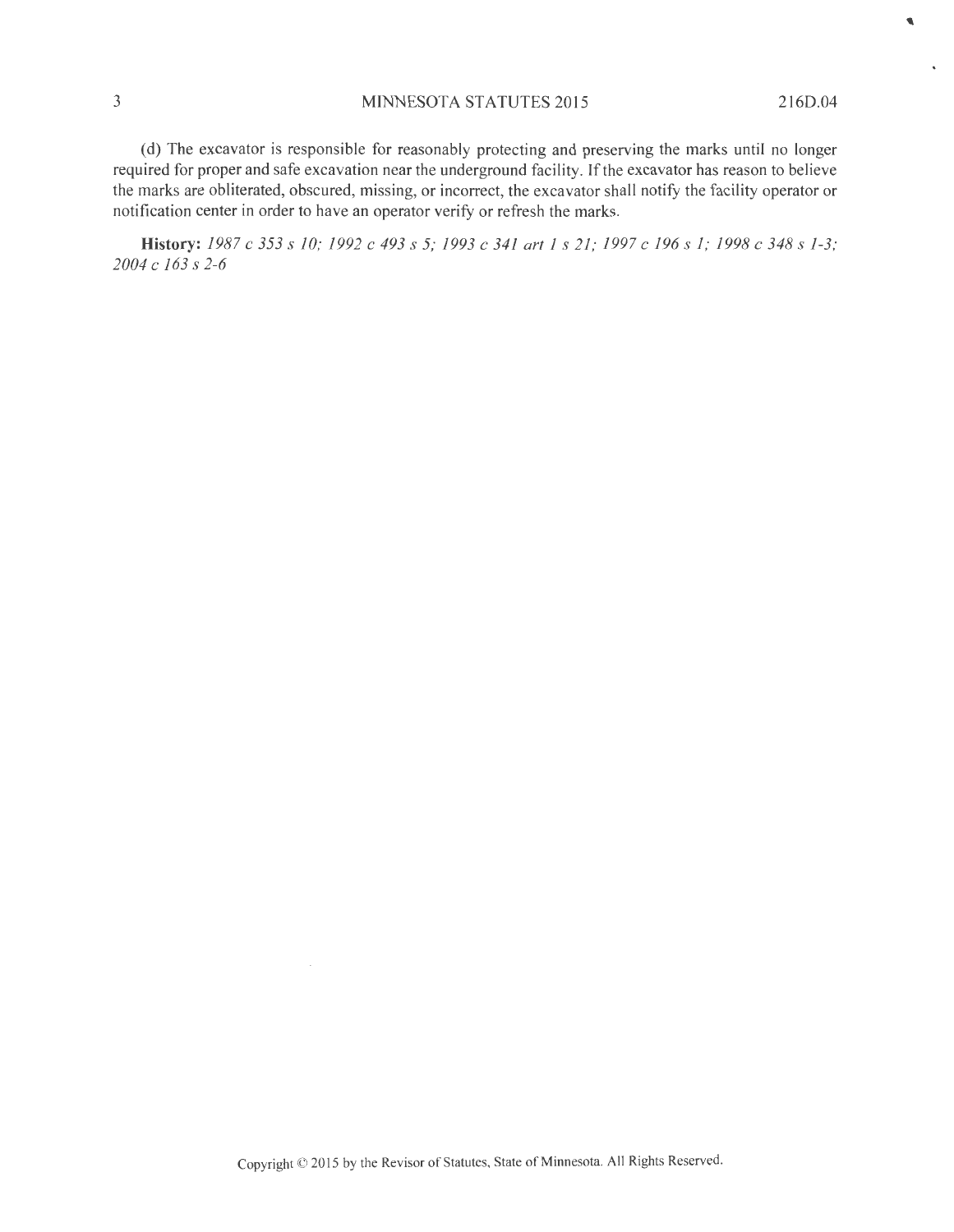(d) The excavator is responsible for reasonably protecting and preserving the marks until no longer required for proper and safe excavation near the underground facility. If the excavator has reason to believe the marks are obliterated, obscured, missing, or incorrect, the excavator shall notify the facility operator or notification center in order to have an operator verify or refresh the marks.

**History:** *1987 c 353 s 10; 1992 c 493 s 5; 1993 c 341 art 1 s 21; 1997 c 196 s 1; 1998 c 348 s 1-3; 2004 c 163 s 2-6*

Copyright © 2015 by the Revisor of Statutes, State of Minnesota. All Rights Reserved.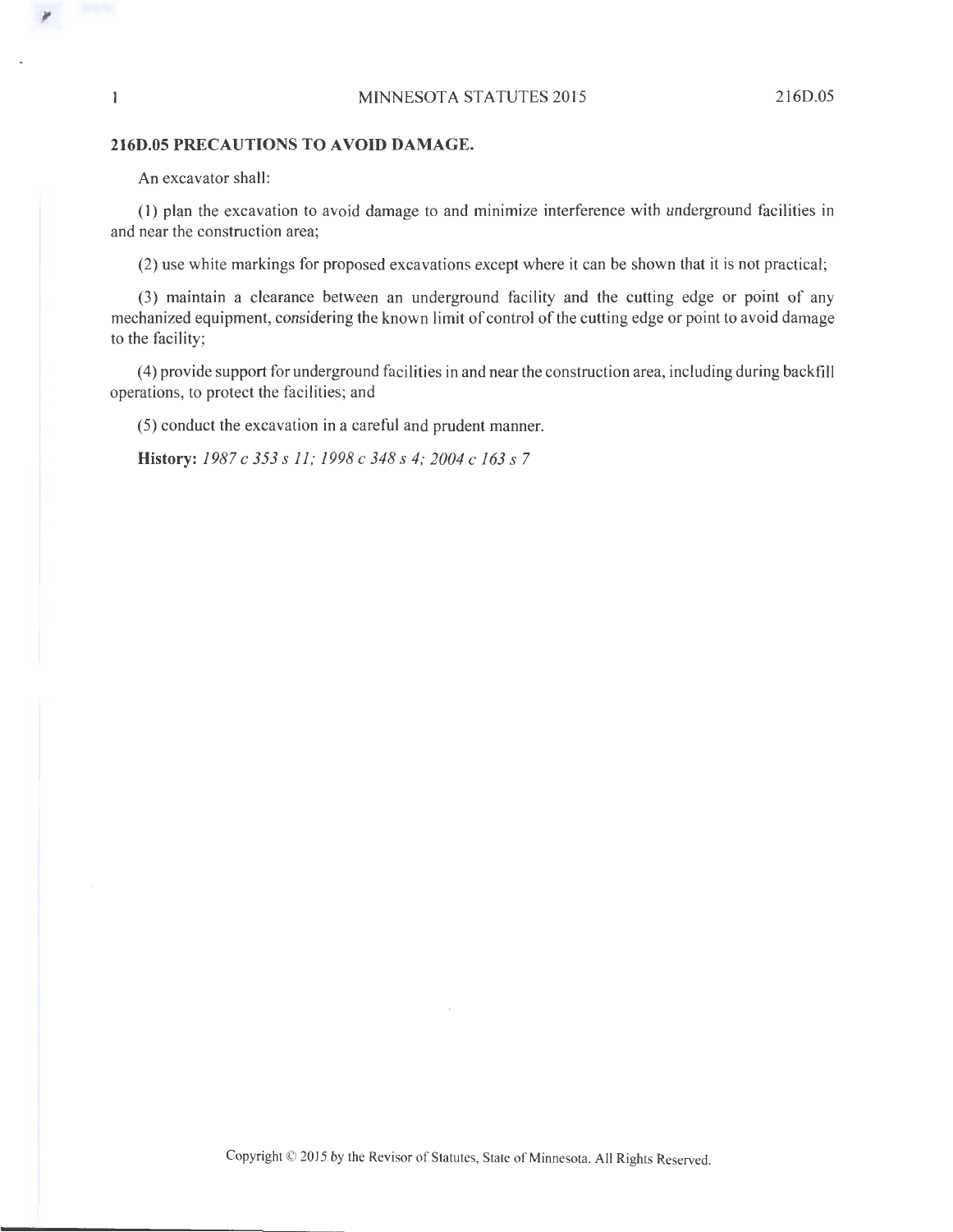## 216D.05 PRECAUTIONS TO AVOID DAMAGE.

An excavator shall:

(1) plan the excavation to avoid damage to and minimize interference with underground facilities in and near the construction area;

(2) use white markings for proposed excavations except where it can be shown that it is not practical;

(3) maintain a clearance between an underground facility and the cutting edge or point of any mechanized equipment, considering the known limit of control of the cutting edge or point to avoid damage to the facility;

(4) provide support for underground facilities in and near the construction area, including during backfill operations, to protect the facilities; and

(5) conduct the excavation in a careful and prudent manner.

**History:** *1987 c 353 s 11; 1998 c 348 s 4; 2004 c 163 s 7*

Copyright © 2015 by the Revisor of Statutes, State of Minnesota. All Rights Reserved.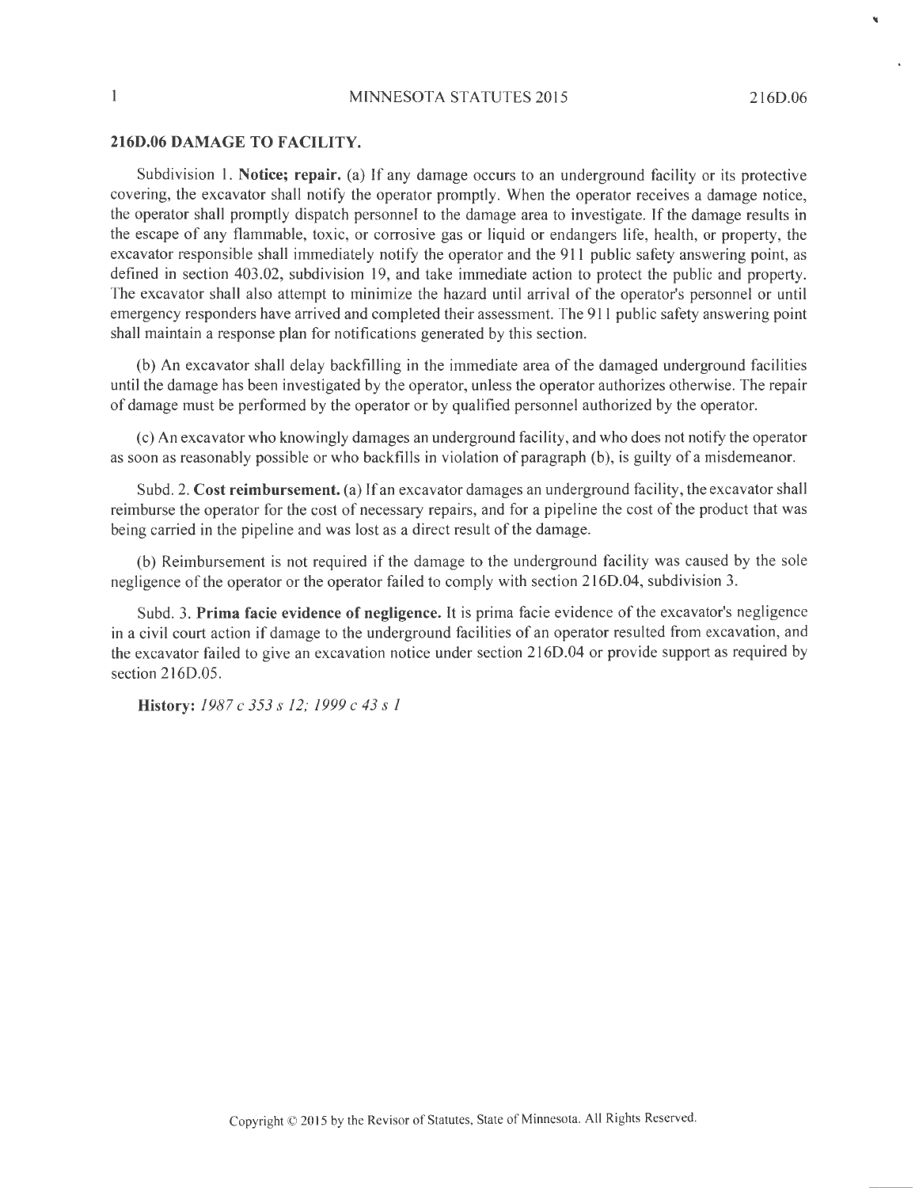## 216D.06 DAMAGE TO FACILITY.

Subdivision 1. **Notice; repair.** (a) If any damage occurs to an underground facility or its protective covering, the excavator shall notify the operator promptly. When the operator receives a damage notice, the operator shall promptly dispatch personnel to the damage area to investigate. If the damage results in the escape of any flammable, toxic, or corrosive gas or liquid or endangers life, health, or property, the excavator responsible shall immediately notify the operator and the 911 public safety answering point, as defined in section 403.02, subdivision 19, and take immediate action to protect the public and property. The excavator shall also attempt to minimize the hazard until arrival of the operator's personnel or until emergency responders have arrived and completed their assessment. The 911 public safety answering point shall maintain a response plan for notifications generated by this section.

(b) An excavator shall delay backfilling in the immediate area of the damaged underground facilities until the damage has been investigated by the operator, unless the operator authorizes otherwise. The repair of damage must be performed by the operator or by qualified personnel authorized by the operator.

(c) An excavator who knowingly damages an underground facility, and who does not notify the operator as soon as reasonably possible or who backfills in violation of paragraph (b), is guilty of a misdemeanor.

Subd. 2. **Cost reimbursement.** (a) If an excavator damages an underground facility, the excavator shall reimburse the operator for the cost of necessary repairs, and for a pipeline the cost of the product that was being carried in the pipeline and was lost as a direct result of the damage.

(b) Reimbursement is not required if the damage to the underground facility was caused by the sole negligence of the operator or the operator failed to comply with section 216D.04, subdivision 3.

Subd. 3. **Prima facie evidence of negligence.** It is prima facie evidence of the excavator's negligence in a civil court action if damage to the underground facilities of an operator resulted from excavation, and the excavator failed to give an excavation notice under section 216D.04 or provide support as required by section 216D.05.

**History:** *1987 c 353 s 12; 1999 c 43 s 1*

Copyright © 2015 by the Revisor of Statutes, State of Minnesota. All Rights Reserved.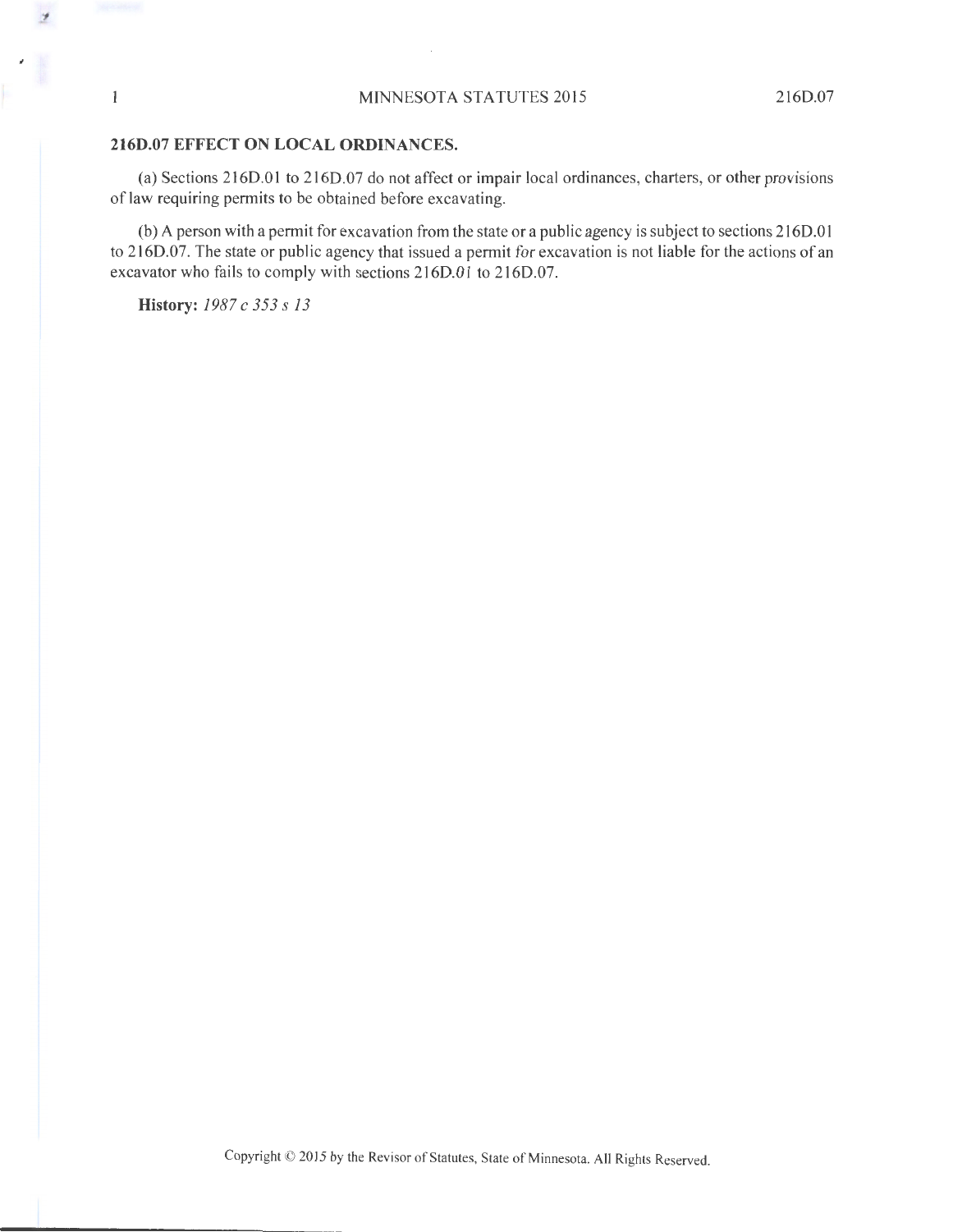## 216D.07 EFFECT ON LOCAL ORDINANCES.

(a) Sections 216D.01 to 216D.07 do not affect or impair local ordinances, charters, or other provisions of law requiring permits to be obtained before excavating.

(b) A person with a permit for excavation from the state or a public agency is subject to sections 216D.01 to 216D.07. The state or public agency that issued a permit for excavation is not liable for the actions of an excavator who fails to comply with sections 216D.01 to 216D.07.

**History:** *1987 c 353 s 13*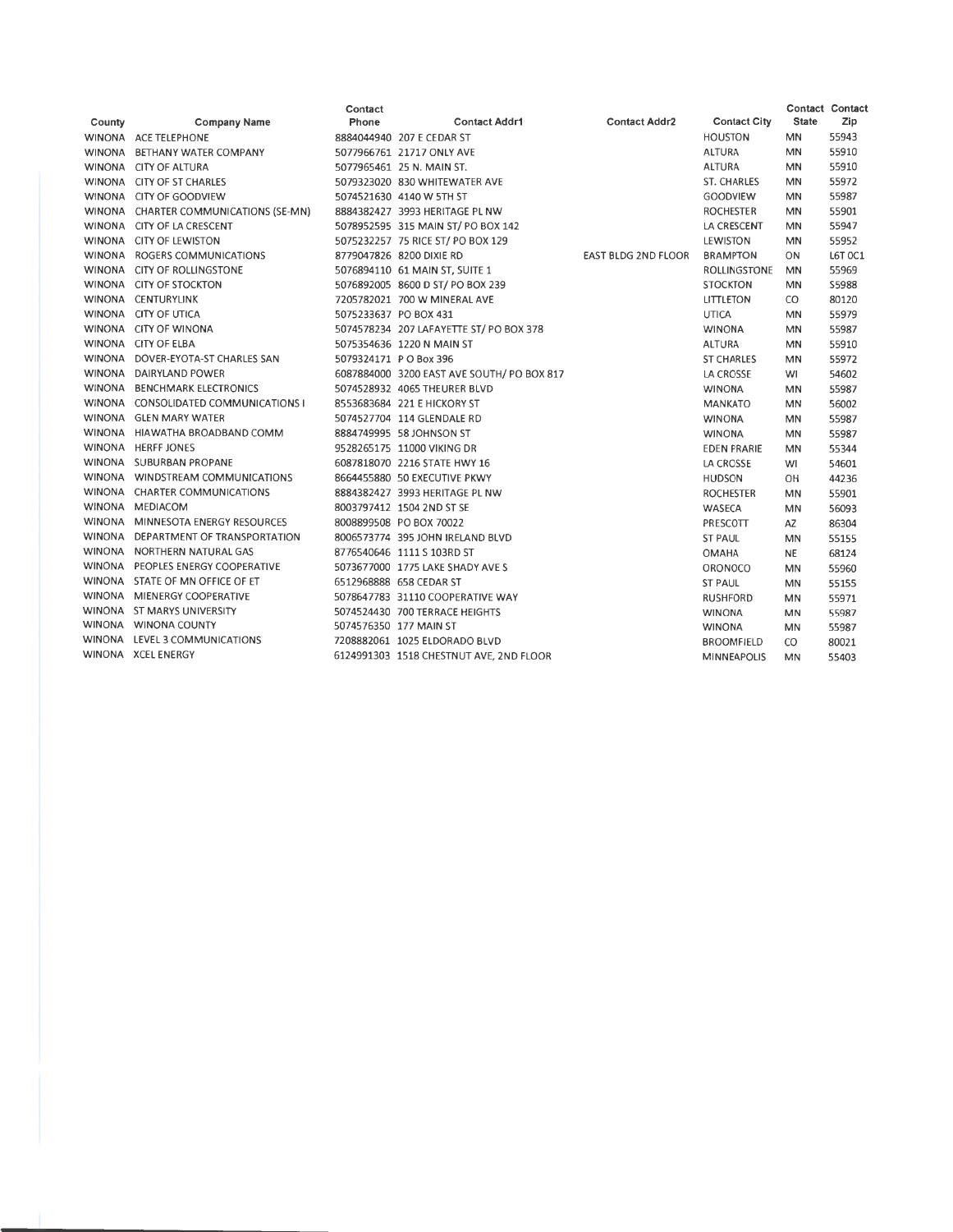| County | Company Name | Contact Phone | Contact Addr1 | Contact Addr2 | Contact City | Contact State | Contact Zip |
|---|---|---|---|---|---|---|---|
| WINONA | ACE TELEPHONE | 8884044940 | 207 E CEDAR ST | | HOUSTON | MN | 55943 |
| WINONA | BETHANY WATER COMPANY | 5077966761 | 21717 ONLY AVE | | ALTURA | MN | 55910 |
| WINONA | CITY OF ALTURA | 5077965461 | 25 N. MAIN ST. | | ALTURA | MN | 55910 |
| WINONA | CITY OF ST CHARLES | 5079323020 | 830 WHITEWATER AVE | | ST. CHARLES | MN | 55972 |
| WINONA | CITY OF GOODVIEW | 5074521630 | 4140 W 5TH ST | | GOODVIEW | MN | 55987 |
| WINONA | CHARTER COMMUNICATIONS (SE-MN) | 8884382427 | 3993 HERITAGE PL NW | | ROCHESTER | MN | 55901 |
| WINONA | CITY OF LA CRESCENT | 5078952595 | 315 MAIN ST/ PO BOX 142 | | LA CRESCENT | MN | 55947 |
| WINONA | CITY OF LEWISTON | 5075232257 | 75 RICE ST/ PO BOX 129 | | LEWISTON | MN | 55952 |
| WINONA | ROGERS COMMUNICATIONS | 8779047826 | 8200 DIXIE RD | EAST BLDG 2ND FLOOR | BRAMPTON | ON | L6T 0C1 |
| WINONA | CITY OF ROLLINGSTONE | 5076894110 | 61 MAIN ST, SUITE 1 | | ROLLINGSTONE | MN | 55969 |
| WINONA | CITY OF STOCKTON | 5076892005 | 8600 D ST/ PO BOX 239 | | STOCKTON | MN | 55988 |
| WINONA | CENTURYLINK | 7205782021 | 700 W MINERAL AVE | | LITTLETON | CO | 80120 |
| WINONA | CITY OF UTICA | 5075233637 | PO BOX 431 | | UTICA | MN | 55979 |
| WINONA | CITY OF WINONA | 5074578234 | 207 LAFAYETTE ST/ PO BOX 378 | | WINONA | MN | 55987 |
| WINONA | CITY OF ELBA | 5075354636 | 1220 N MAIN ST | | ALTURA | MN | 55910 |
| WINONA | DOVER-EYOTA-ST CHARLES SAN | 5079324171 | P O Box 396 | | ST CHARLES | MN | 55972 |
| WINONA | DAIRYLAND POWER | 6087884000 | 3200 EAST AVE SOUTH/ PO BOX 817 | | LA CROSSE | WI | 54602 |
| WINONA | BENCHMARK ELECTRONICS | 5074528932 | 4065 THEURER BLVD | | WINONA | MN | 55987 |
| WINONA | CONSOLIDATED COMMUNICATIONS I | 8553683684 | 221 E HICKORY ST | | MANKATO | MN | 56002 |
| WINONA | GLEN MARY WATER | 5074527704 | 114 GLENDALE RD | | WINONA | MN | 55987 |
| WINONA | HIAWATHA BROADBAND COMM | 8884749995 | 58 JOHNSON ST | | WINONA | MN | 55987 |
| WINONA | HERFF JONES | 9528265175 | 11000 VIKING DR | | EDEN FRARIE | MN | 55344 |
| WINONA | SUBURBAN PROPANE | 6087818070 | 2216 STATE HWY 16 | | LA CROSSE | WI | 54601 |
| WINONA | WINDSTREAM COMMUNICATIONS | 8664455880 | 50 EXECUTIVE PKWY | | HUDSON | OH | 44236 |
| WINONA | CHARTER COMMUNICATIONS | 8884382427 | 3993 HERITAGE PL NW | | ROCHESTER | MN | 55901 |
| WINONA | MEDIACOM | 8003797412 | 1504 2ND ST SE | | WASECA | MN | 56093 |
| WINONA | MINNESOTA ENERGY RESOURCES | 8008899508 | PO BOX 70022 | | PRESCOTT | AZ | 86304 |
| WINONA | DEPARTMENT OF TRANSPORTATION | 8006573774 | 395 JOHN IRELAND BLVD | | ST PAUL | MN | 55155 |
| WINONA | NORTHERN NATURAL GAS | 8776540646 | 1111 S 103RD ST | | OMAHA | NE | 68124 |
| WINONA | PEOPLES ENERGY COOPERATIVE | 5073677000 | 1775 LAKE SHADY AVE S | | ORONOCO | MN | 55960 |
| WINONA | STATE OF MN OFFICE OF ET | 6512968888 | 658 CEDAR ST | | ST PAUL | MN | 55155 |
| WINONA | MIENERGY COOPERATIVE | 5078647783 | 31110 COOPERATIVE WAY | | RUSHFORD | MN | 55971 |
| WINONA | ST MARYS UNIVERSITY | 5074524430 | 700 TERRACE HEIGHTS | | WINONA | MN | 55987 |
| WINONA | WINONA COUNTY | 5074576350 | 177 MAIN ST | | WINONA | MN | 55987 |
| WINONA | LEVEL 3 COMMUNICATIONS | 7208882061 | 1025 ELDORADO BLVD | | BROOMFIELD | CO | 80021 |
| WINONA | XCEL ENERGY | 6124991303 | 1518 CHESTNUT AVE, 2ND FLOOR | | MINNEAPOLIS | MN | 55403 |